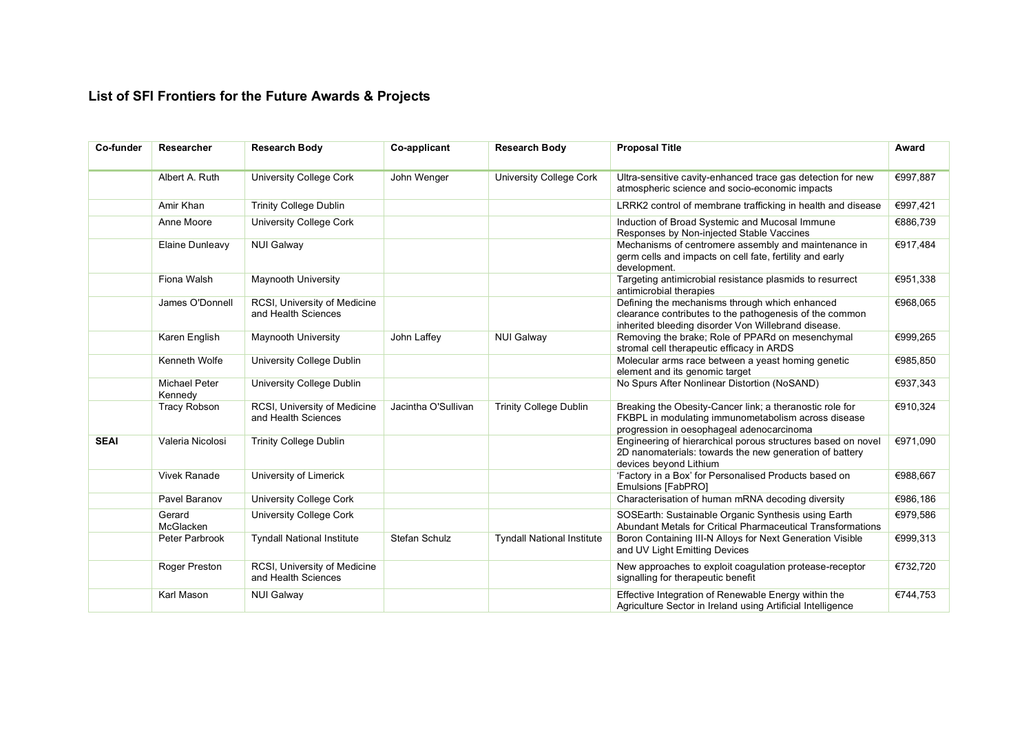# List of SFI Frontiers for the Future Awards & Projects

| Co-funder | Researcher | Research Body | Co-applicant | Research Body | Proposal Title | Award |
|---|---|---|---|---|---|---|
| | Albert A. Ruth | University College Cork | John Wenger | University College Cork | Ultra-sensitive cavity-enhanced trace gas detection for new atmospheric science and socio-economic impacts | €997,887 |
| | Amir Khan | Trinity College Dublin | | | LRRK2 control of membrane trafficking in health and disease | €997,421 |
| | Anne Moore | University College Cork | | | Induction of Broad Systemic and Mucosal Immune Responses by Non-injected Stable Vaccines | €886,739 |
| | Elaine Dunleavy | NUI Galway | | | Mechanisms of centromere assembly and maintenance in germ cells and impacts on cell fate, fertility and early development. | €917,484 |
| | Fiona Walsh | Maynooth University | | | Targeting antimicrobial resistance plasmids to resurrect antimicrobial therapies | €951,338 |
| | James O'Donnell | RCSI, University of Medicine and Health Sciences | | | Defining the mechanisms through which enhanced clearance contributes to the pathogenesis of the common inherited bleeding disorder Von Willebrand disease. | €968,065 |
| | Karen English | Maynooth University | John Laffey | NUI Galway | Removing the brake; Role of PPARd on mesenchymal stromal cell therapeutic efficacy in ARDS | €999,265 |
| | Kenneth Wolfe | University College Dublin | | | Molecular arms race between a yeast homing genetic element and its genomic target | €985,850 |
| | Michael Peter Kennedy | University College Dublin | | | No Spurs After Nonlinear Distortion (NoSAND) | €937,343 |
| | Tracy Robson | RCSI, University of Medicine and Health Sciences | Jacintha O'Sullivan | Trinity College Dublin | Breaking the Obesity-Cancer link; a theranostic role for FKBPL in modulating immunometabolism across disease progression in oesophageal adenocarcinoma | €910,324 |
| **SEAI** | Valeria Nicolosi | Trinity College Dublin | | | Engineering of hierarchical porous structures based on novel 2D nanomaterials: towards the new generation of battery devices beyond Lithium | €971,090 |
| | Vivek Ranade | University of Limerick | | | 'Factory in a Box' for Personalised Products based on Emulsions [FabPRO] | €988,667 |
| | Pavel Baranov | University College Cork | | | Characterisation of human mRNA decoding diversity | €986,186 |
| | Gerard McGlacken | University College Cork | | | SOSEarth: Sustainable Organic Synthesis using Earth Abundant Metals for Critical Pharmaceutical Transformations | €979,586 |
| | Peter Parbrook | Tyndall National Institute | Stefan Schulz | Tyndall National Institute | Boron Containing III-N Alloys for Next Generation Visible and UV Light Emitting Devices | €999,313 |
| | Roger Preston | RCSI, University of Medicine and Health Sciences | | | New approaches to exploit coagulation protease-receptor signalling for therapeutic benefit | €732,720 |
| | Karl Mason | NUI Galway | | | Effective Integration of Renewable Energy within the Agriculture Sector in Ireland using Artificial Intelligence | €744,753 |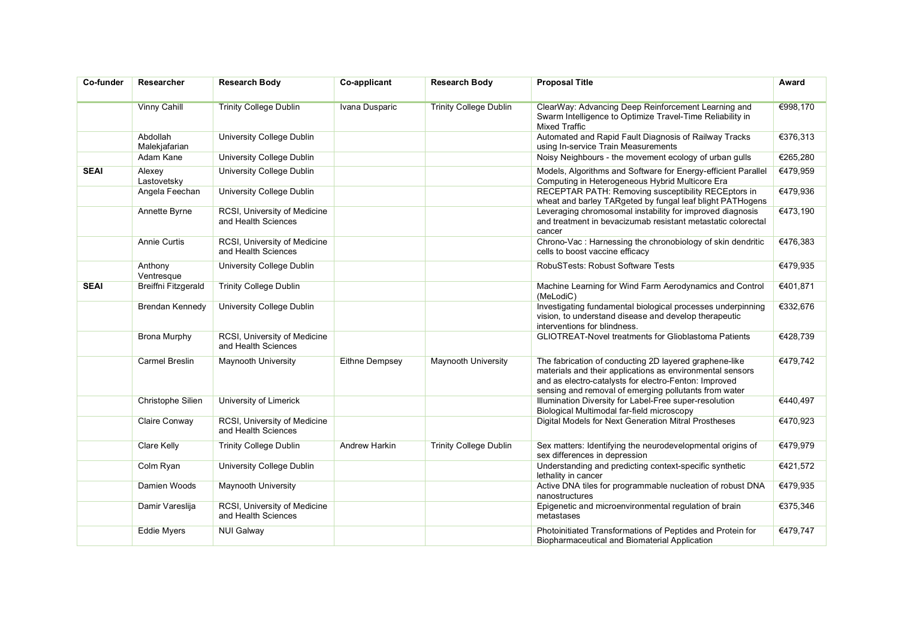| Co-funder | Researcher | Research Body | Co-applicant | Research Body | Proposal Title | Award |
|---|---|---|---|---|---|---|
| | Vinny Cahill | Trinity College Dublin | Ivana Dusparic | Trinity College Dublin | ClearWay: Advancing Deep Reinforcement Learning and Swarm Intelligence to Optimize Travel-Time Reliability in Mixed Traffic | €998,170 |
| | Abdollah Malekjafarian | University College Dublin | | | Automated and Rapid Fault Diagnosis of Railway Tracks using In-service Train Measurements | €376,313 |
| | Adam Kane | University College Dublin | | | Noisy Neighbours - the movement ecology of urban gulls | €265,280 |
| **SEAI** | Alexey Lastovetsky | University College Dublin | | | Models, Algorithms and Software for Energy-efficient Parallel Computing in Heterogeneous Hybrid Multicore Era | €479,959 |
| | Angela Feechan | University College Dublin | | | RECEPTAR PATH: Removing susceptibility RECEptors in wheat and barley TARgeted by fungal leaf blight PATHogens | €479,936 |
| | Annette Byrne | RCSI, University of Medicine and Health Sciences | | | Leveraging chromosomal instability for improved diagnosis and treatment in bevacizumab resistant metastatic colorectal cancer | €473,190 |
| | Annie Curtis | RCSI, University of Medicine and Health Sciences | | | Chrono-Vac : Harnessing the chronobiology of skin dendritic cells to boost vaccine efficacy | €476,383 |
| | Anthony Ventresque | University College Dublin | | | RobuSTests: Robust Software Tests | €479,935 |
| **SEAI** | Breiffni Fitzgerald | Trinity College Dublin | | | Machine Learning for Wind Farm Aerodynamics and Control (MeLodiC) | €401,871 |
| | Brendan Kennedy | University College Dublin | | | Investigating fundamental biological processes underpinning vision, to understand disease and develop therapeutic interventions for blindness. | €332,676 |
| | Brona Murphy | RCSI, University of Medicine and Health Sciences | | | GLIOTREAT-Novel treatments for Glioblastoma Patients | €428,739 |
| | Carmel Breslin | Maynooth University | Eithne Dempsey | Maynooth University | The fabrication of conducting 2D layered graphene-like materials and their applications as environmental sensors and as electro-catalysts for electro-Fenton: Improved sensing and removal of emerging pollutants from water | €479,742 |
| | Christophe Silien | University of Limerick | | | Illumination Diversity for Label-Free super-resolution Biological Multimodal far-field microscopy | €440,497 |
| | Claire Conway | RCSI, University of Medicine and Health Sciences | | | Digital Models for Next Generation Mitral Prostheses | €470,923 |
| | Clare Kelly | Trinity College Dublin | Andrew Harkin | Trinity College Dublin | Sex matters: Identifying the neurodevelopmental origins of sex differences in depression | €479,979 |
| | Colm Ryan | University College Dublin | | | Understanding and predicting context-specific synthetic lethality in cancer | €421,572 |
| | Damien Woods | Maynooth University | | | Active DNA tiles for programmable nucleation of robust DNA nanostructures | €479,935 |
| | Damir Vareslija | RCSI, University of Medicine and Health Sciences | | | Epigenetic and microenvironmental regulation of brain metastases | €375,346 |
| | Eddie Myers | NUI Galway | | | Photoinitiated Transformations of Peptides and Protein for Biopharmaceutical and Biomaterial Application | €479,747 |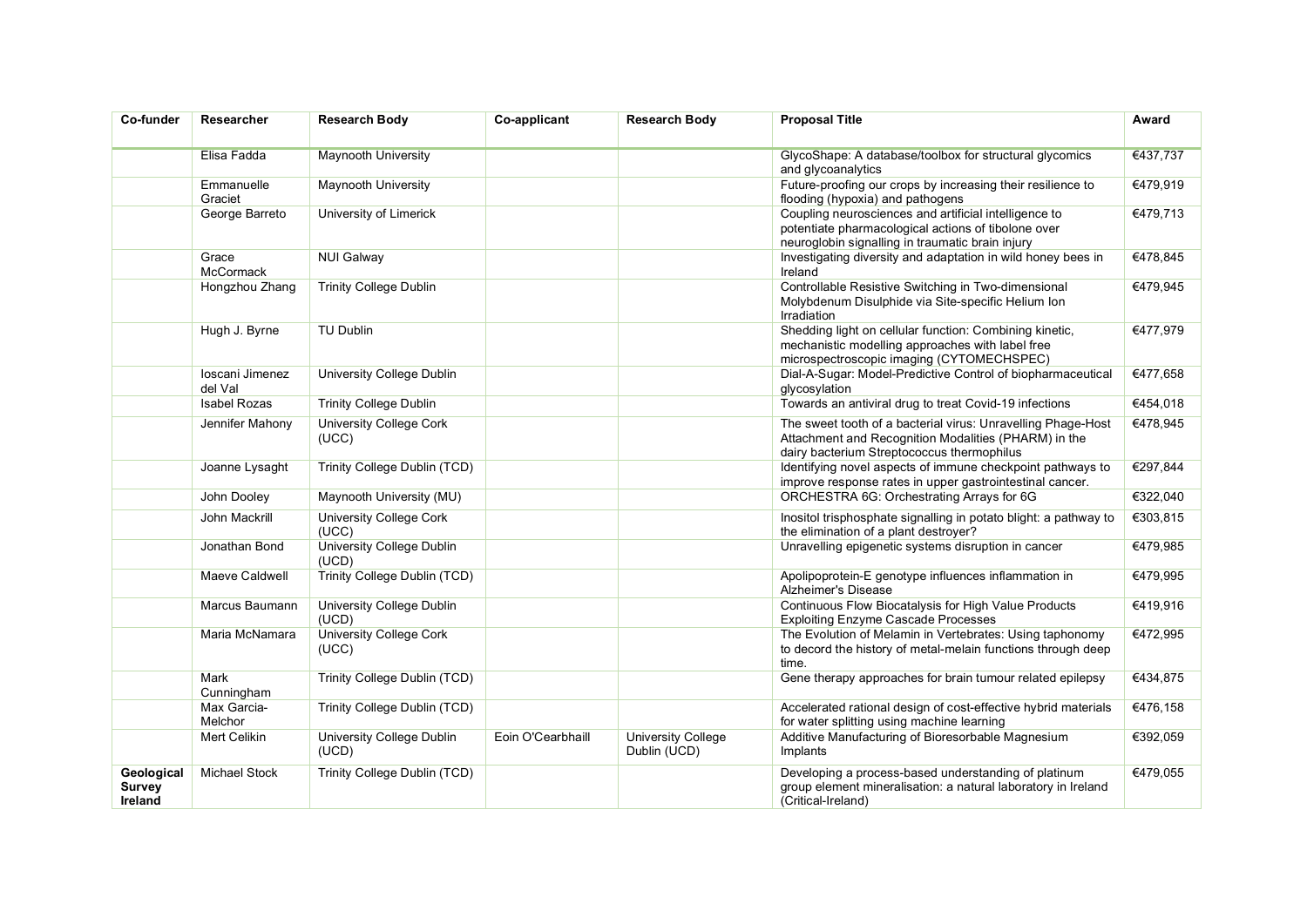| Co-funder | Researcher | Research Body | Co-applicant | Research Body | Proposal Title | Award |
|---|---|---|---|---|---|---|
| | Elisa Fadda | Maynooth University | | | GlycoShape: A database/toolbox for structural glycomics and glycoanalytics | €437,737 |
| | Emmanuelle Graciet | Maynooth University | | | Future-proofing our crops by increasing their resilience to flooding (hypoxia) and pathogens | €479,919 |
| | George Barreto | University of Limerick | | | Coupling neurosciences and artificial intelligence to potentiate pharmacological actions of tibolone over neuroglobin signalling in traumatic brain injury | €479,713 |
| | Grace McCormack | NUI Galway | | | Investigating diversity and adaptation in wild honey bees in Ireland | €478,845 |
| | Hongzhou Zhang | Trinity College Dublin | | | Controllable Resistive Switching in Two-dimensional Molybdenum Disulphide via Site-specific Helium Ion Irradiation | €479,945 |
| | Hugh J. Byrne | TU Dublin | | | Shedding light on cellular function: Combining kinetic, mechanistic modelling approaches with label free microspectroscopic imaging (CYTOMECHSPEC) | €477,979 |
| | Ioscani Jimenez del Val | University College Dublin | | | Dial-A-Sugar: Model-Predictive Control of biopharmaceutical glycosylation | €477,658 |
| | Isabel Rozas | Trinity College Dublin | | | Towards an antiviral drug to treat Covid-19 infections | €454,018 |
| | Jennifer Mahony | University College Cork (UCC) | | | The sweet tooth of a bacterial virus: Unravelling Phage-Host Attachment and Recognition Modalities (PHARM) in the dairy bacterium Streptococcus thermophilus | €478,945 |
| | Joanne Lysaght | Trinity College Dublin (TCD) | | | Identifying novel aspects of immune checkpoint pathways to improve response rates in upper gastrointestinal cancer. | €297,844 |
| | John Dooley | Maynooth University (MU) | | | ORCHESTRA 6G: Orchestrating Arrays for 6G | €322,040 |
| | John Mackrill | University College Cork (UCC) | | | Inositol trisphosphate signalling in potato blight: a pathway to the elimination of a plant destroyer? | €303,815 |
| | Jonathan Bond | University College Dublin (UCD) | | | Unravelling epigenetic systems disruption in cancer | €479,985 |
| | Maeve Caldwell | Trinity College Dublin (TCD) | | | Apolipoprotein-E genotype influences inflammation in Alzheimer's Disease | €479,995 |
| | Marcus Baumann | University College Dublin (UCD) | | | Continuous Flow Biocatalysis for High Value Products Exploiting Enzyme Cascade Processes | €419,916 |
| | Maria McNamara | University College Cork (UCC) | | | The Evolution of Melamin in Vertebrates: Using taphonomy to decord the history of metal-melain functions through deep time. | €472,995 |
| | Mark Cunningham | Trinity College Dublin (TCD) | | | Gene therapy approaches for brain tumour related epilepsy | €434,875 |
| | Max Garcia-Melchor | Trinity College Dublin (TCD) | | | Accelerated rational design of cost-effective hybrid materials for water splitting using machine learning | €476,158 |
| | Mert Celikin | University College Dublin (UCD) | Eoin O'Cearbhaill | University College Dublin (UCD) | Additive Manufacturing of Bioresorbable Magnesium Implants | €392,059 |
| **Geological Survey Ireland** | Michael Stock | Trinity College Dublin (TCD) | | | Developing a process-based understanding of platinum group element mineralisation: a natural laboratory in Ireland (Critical-Ireland) | €479,055 |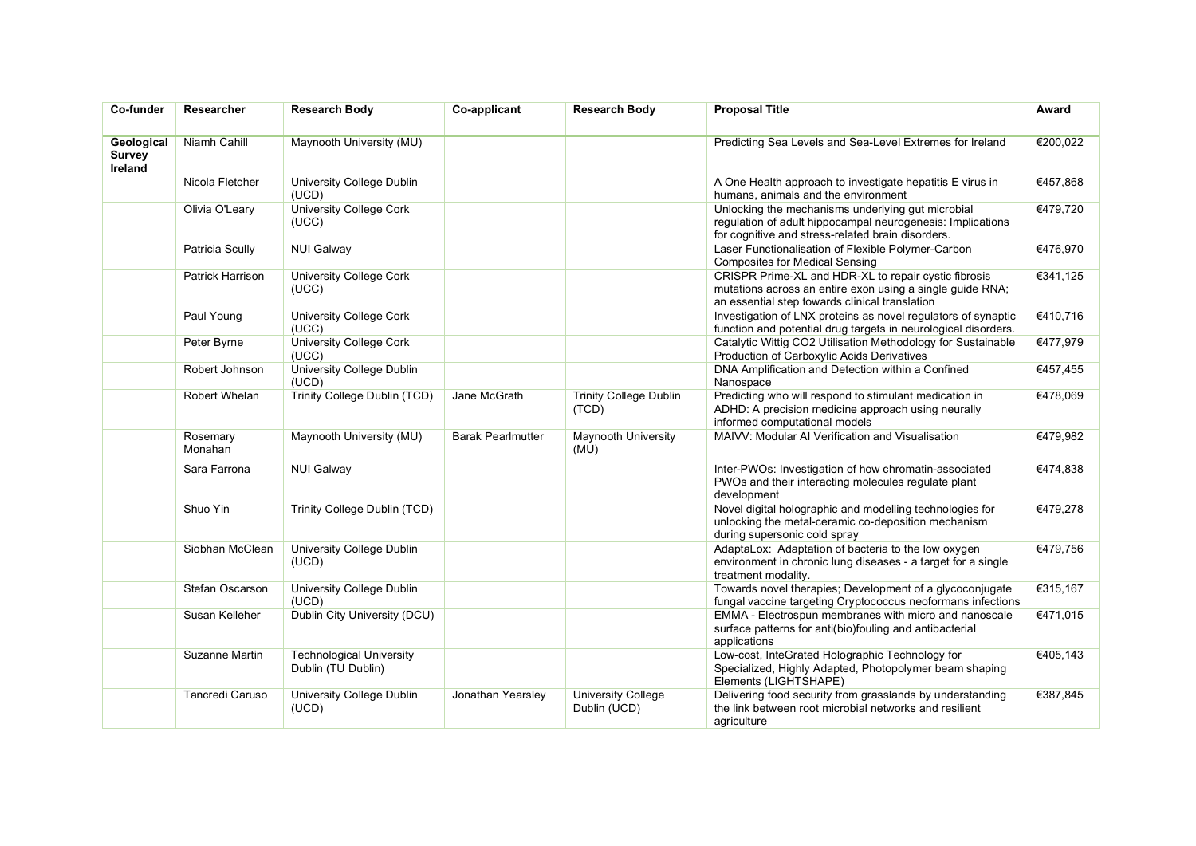| Co-funder | Researcher | Research Body | Co-applicant | Research Body | Proposal Title | Award |
|---|---|---|---|---|---|---|
| **Geological Survey Ireland** | Niamh Cahill | Maynooth University (MU) | | | Predicting Sea Levels and Sea-Level Extremes for Ireland | €200,022 |
| | Nicola Fletcher | University College Dublin (UCD) | | | A One Health approach to investigate hepatitis E virus in humans, animals and the environment | €457,868 |
| | Olivia O'Leary | University College Cork (UCC) | | | Unlocking the mechanisms underlying gut microbial regulation of adult hippocampal neurogenesis: Implications for cognitive and stress-related brain disorders. | €479,720 |
| | Patricia Scully | NUI Galway | | | Laser Functionalisation of Flexible Polymer-Carbon Composites for Medical Sensing | €476,970 |
| | Patrick Harrison | University College Cork (UCC) | | | CRISPR Prime-XL and HDR-XL to repair cystic fibrosis mutations across an entire exon using a single guide RNA; an essential step towards clinical translation | €341,125 |
| | Paul Young | University College Cork (UCC) | | | Investigation of LNX proteins as novel regulators of synaptic function and potential drug targets in neurological disorders. | €410,716 |
| | Peter Byrne | University College Cork (UCC) | | | Catalytic Wittig CO2 Utilisation Methodology for Sustainable Production of Carboxylic Acids Derivatives | €477,979 |
| | Robert Johnson | University College Dublin (UCD) | | | DNA Amplification and Detection within a Confined Nanospace | €457,455 |
| | Robert Whelan | Trinity College Dublin (TCD) | Jane McGrath | Trinity College Dublin (TCD) | Predicting who will respond to stimulant medication in ADHD: A precision medicine approach using neurally informed computational models | €478,069 |
| | Rosemary Monahan | Maynooth University (MU) | Barak Pearlmutter | Maynooth University (MU) | MAIVV: Modular AI Verification and Visualisation | €479,982 |
| | Sara Farrona | NUI Galway | | | Inter-PWOs: Investigation of how chromatin-associated PWOs and their interacting molecules regulate plant development | €474,838 |
| | Shuo Yin | Trinity College Dublin (TCD) | | | Novel digital holographic and modelling technologies for unlocking the metal-ceramic co-deposition mechanism during supersonic cold spray | €479,278 |
| | Siobhan McClean | University College Dublin (UCD) | | | AdaptaLox: Adaptation of bacteria to the low oxygen environment in chronic lung diseases - a target for a single treatment modality. | €479,756 |
| | Stefan Oscarson | University College Dublin (UCD) | | | Towards novel therapies; Development of a glycoconjugate fungal vaccine targeting Cryptococcus neoformans infections | €315,167 |
| | Susan Kelleher | Dublin City University (DCU) | | | EMMA - Electrospun membranes with micro and nanoscale surface patterns for anti(bio)fouling and antibacterial applications | €471,015 |
| | Suzanne Martin | Technological University Dublin (TU Dublin) | | | Low-cost, InteGrated Holographic Technology for Specialized, Highly Adapted, Photopolymer beam shaping Elements (LIGHTSHAPE) | €405,143 |
| | Tancredi Caruso | University College Dublin (UCD) | Jonathan Yearsley | University College Dublin (UCD) | Delivering food security from grasslands by understanding the link between root microbial networks and resilient agriculture | €387,845 |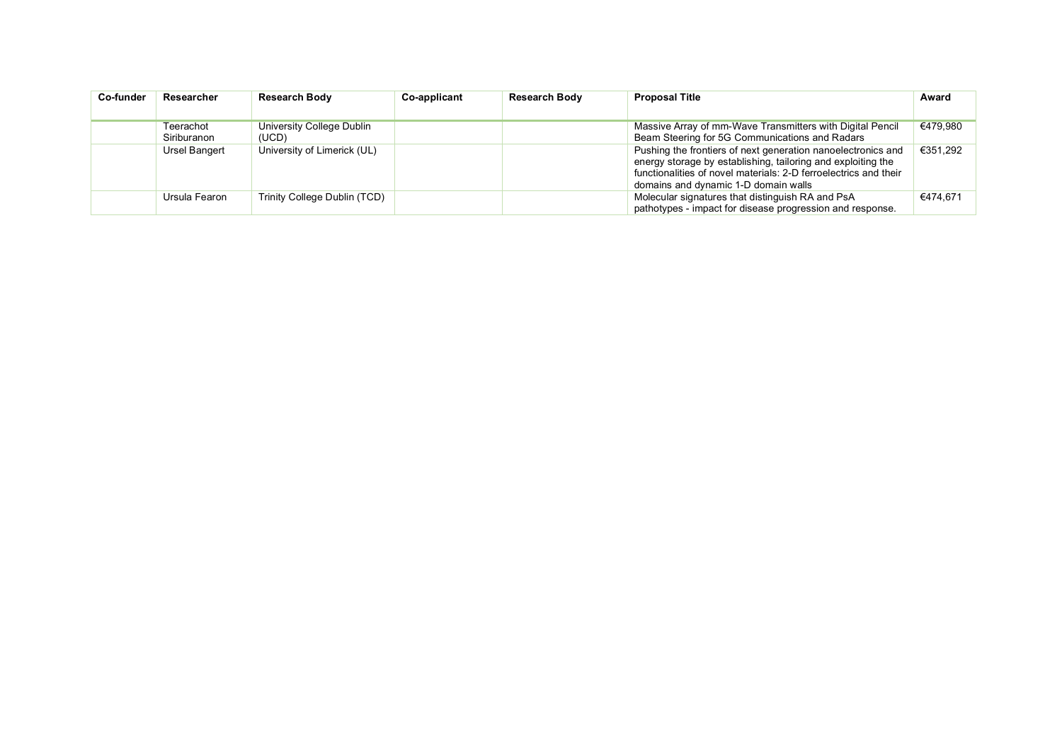| Co-funder | Researcher | Research Body | Co-applicant | Research Body | Proposal Title | Award |
|---|---|---|---|---|---|---|
| | Teerachot Siriburanon | University College Dublin (UCD) | | | Massive Array of mm-Wave Transmitters with Digital Pencil Beam Steering for 5G Communications and Radars | €479,980 |
| | Ursel Bangert | University of Limerick (UL) | | | Pushing the frontiers of next generation nanoelectronics and energy storage by establishing, tailoring and exploiting the functionalities of novel materials: 2-D ferroelectrics and their domains and dynamic 1-D domain walls | €351,292 |
| | Ursula Fearon | Trinity College Dublin (TCD) | | | Molecular signatures that distinguish RA and PsA pathotypes - impact for disease progression and response. | €474,671 |